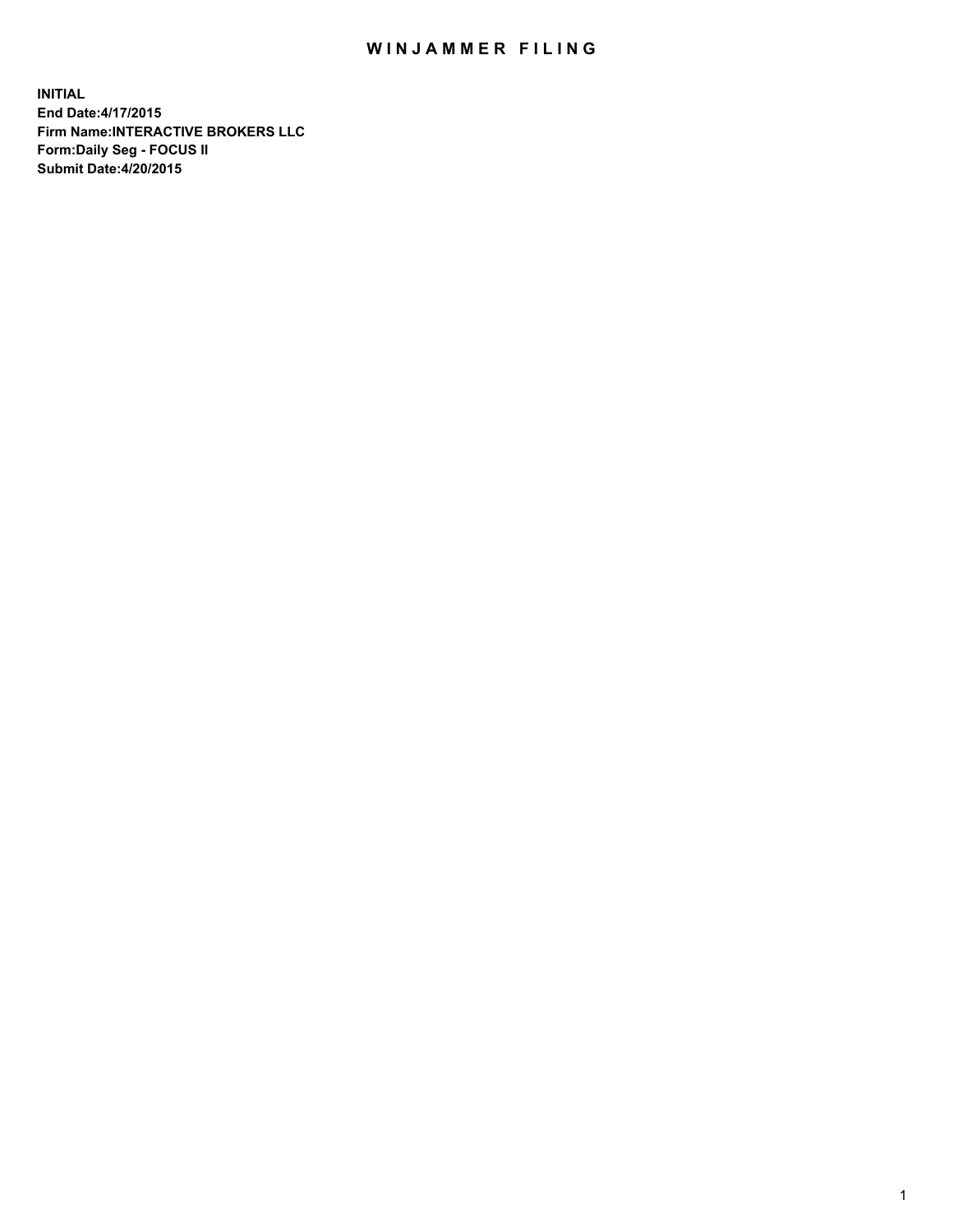# WINJAMMER FILING

**INITIAL**
**End Date:4/17/2015**
**Firm Name:INTERACTIVE BROKERS LLC**
**Form:Daily Seg - FOCUS II**
**Submit Date:4/20/2015**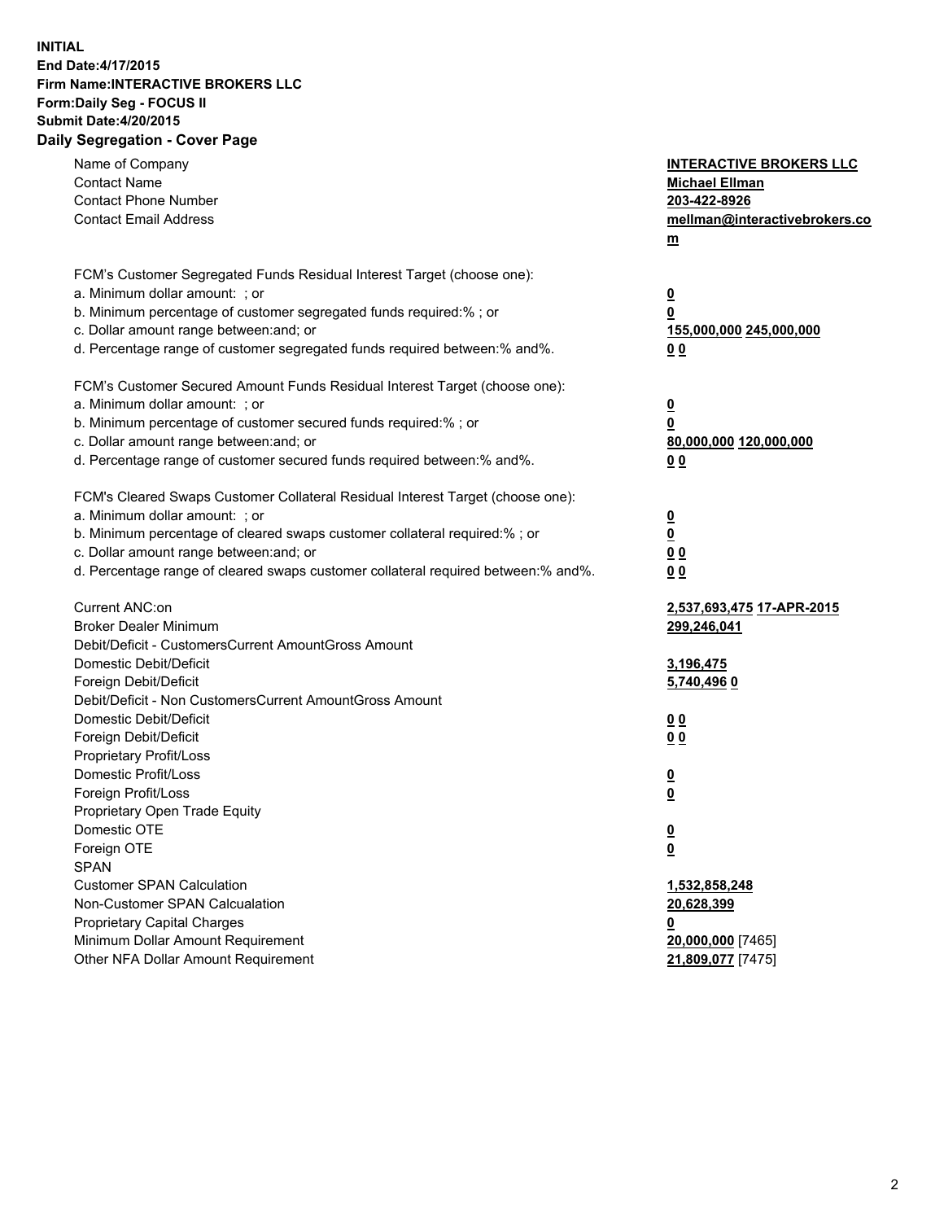**INITIAL**
**End Date:4/17/2015**
**Firm Name:INTERACTIVE BROKERS LLC**
**Form:Daily Seg - FOCUS II**
**Submit Date:4/20/2015**
**Daily Segregation - Cover Page**

| | |
|---|---|
| Name of Company | **INTERACTIVE BROKERS LLC** |
| Contact Name | **Michael Ellman** |
| Contact Phone Number | **203-422-8926** |
| Contact Email Address | **mellman@interactivebrokers.com** |
| FCM's Customer Segregated Funds Residual Interest Target (choose one): | |
| a. Minimum dollar amount: ; or | **0** |
| b. Minimum percentage of customer segregated funds required:% ; or | **0** |
| c. Dollar amount range between:and; or | **155,000,000** **245,000,000** |
| d. Percentage range of customer segregated funds required between:% and%. | **0** **0** |
| FCM's Customer Secured Amount Funds Residual Interest Target (choose one): | |
| a. Minimum dollar amount: ; or | **0** |
| b. Minimum percentage of customer secured funds required:% ; or | **0** |
| c. Dollar amount range between:and; or | **80,000,000** **120,000,000** |
| d. Percentage range of customer secured funds required between:% and%. | **0** **0** |
| FCM's Cleared Swaps Customer Collateral Residual Interest Target (choose one): | |
| a. Minimum dollar amount: ; or | **0** |
| b. Minimum percentage of cleared swaps customer collateral required:% ; or | **0** |
| c. Dollar amount range between:and; or | **0** **0** |
| d. Percentage range of cleared swaps customer collateral required between:% and%. | **0** **0** |
| Current ANC:on | **2,537,693,475** **17-APR-2015** |
| Broker Dealer Minimum | **299,246,041** |
| Debit/Deficit - CustomersCurrent AmountGross Amount | |
| Domestic Debit/Deficit | **3,196,475** |
| Foreign Debit/Deficit | **5,740,496** **0** |
| Debit/Deficit - Non CustomersCurrent AmountGross Amount | |
| Domestic Debit/Deficit | **0** **0** |
| Foreign Debit/Deficit | **0** **0** |
| Proprietary Profit/Loss | |
| Domestic Profit/Loss | **0** |
| Foreign Profit/Loss | **0** |
| Proprietary Open Trade Equity | |
| Domestic OTE | **0** |
| Foreign OTE | **0** |
| SPAN | |
| Customer SPAN Calculation | **1,532,858,248** |
| Non-Customer SPAN Calcualation | **20,628,399** |
| Proprietary Capital Charges | **0** |
| Minimum Dollar Amount Requirement | **20,000,000** [7465] |
| Other NFA Dollar Amount Requirement | **21,809,077** [7475] |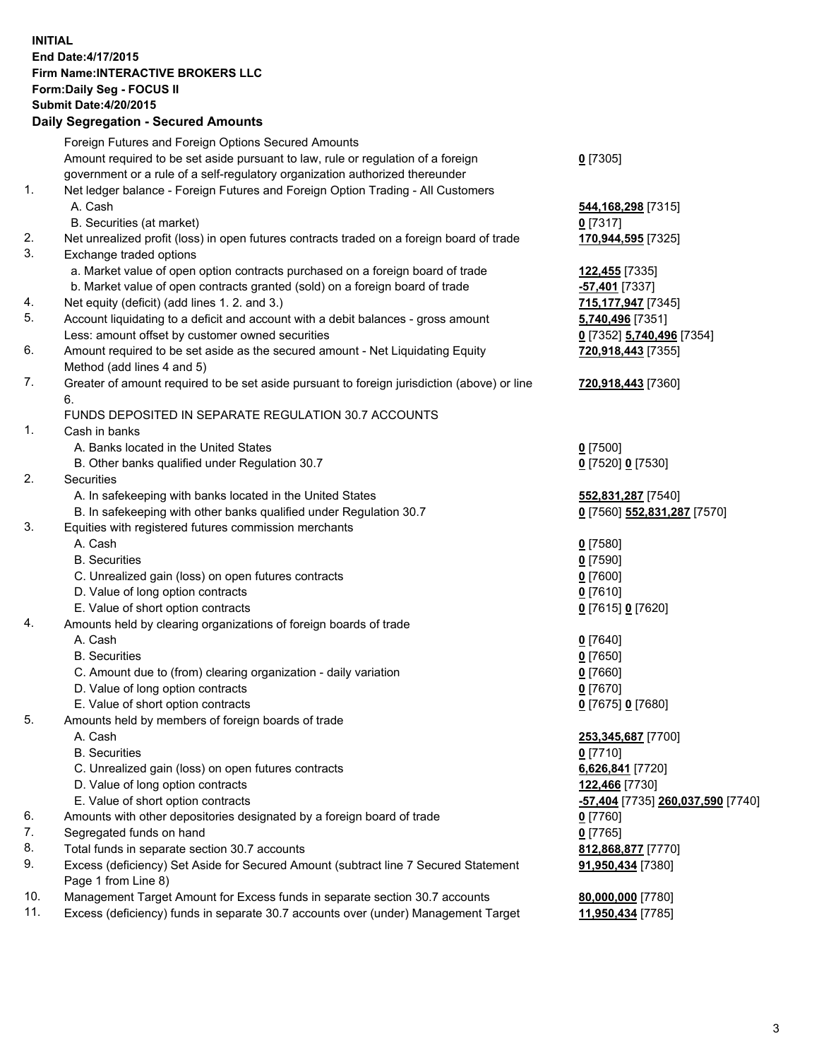**INITIAL**
**End Date:4/17/2015**
**Firm Name:INTERACTIVE BROKERS LLC**
**Form:Daily Seg - FOCUS II**
**Submit Date:4/20/2015**

## Daily Segregation - Secured Amounts

| | | |
|---|---|---|
| | Foreign Futures and Foreign Options Secured Amounts | |
| | Amount required to be set aside pursuant to law, rule or regulation of a foreign government or a rule of a self-regulatory organization authorized thereunder | **0** [7305] |
| 1. | Net ledger balance - Foreign Futures and Foreign Option Trading - All Customers | |
| | A. Cash | **544,168,298** [7315] |
| | B. Securities (at market) | **0** [7317] |
| 2. | Net unrealized profit (loss) in open futures contracts traded on a foreign board of trade | **170,944,595** [7325] |
| 3. | Exchange traded options | |
| | a. Market value of open option contracts purchased on a foreign board of trade | **122,455** [7335] |
| | b. Market value of open contracts granted (sold) on a foreign board of trade | **-57,401** [7337] |
| 4. | Net equity (deficit) (add lines 1. 2. and 3.) | **715,177,947** [7345] |
| 5. | Account liquidating to a deficit and account with a debit balances - gross amount | **5,740,496** [7351] |
| | Less: amount offset by customer owned securities | **0** [7352] **5,740,496** [7354] |
| 6. | Amount required to be set aside as the secured amount - Net Liquidating Equity Method (add lines 4 and 5) | **720,918,443** [7355] |
| 7. | Greater of amount required to be set aside pursuant to foreign jurisdiction (above) or line 6. | **720,918,443** [7360] |
| | FUNDS DEPOSITED IN SEPARATE REGULATION 30.7 ACCOUNTS | |
| 1. | Cash in banks | |
| | A. Banks located in the United States | **0** [7500] |
| | B. Other banks qualified under Regulation 30.7 | **0** [7520] **0** [7530] |
| 2. | Securities | |
| | A. In safekeeping with banks located in the United States | **552,831,287** [7540] |
| | B. In safekeeping with other banks qualified under Regulation 30.7 | **0** [7560] **552,831,287** [7570] |
| 3. | Equities with registered futures commission merchants | |
| | A. Cash | **0** [7580] |
| | B. Securities | **0** [7590] |
| | C. Unrealized gain (loss) on open futures contracts | **0** [7600] |
| | D. Value of long option contracts | **0** [7610] |
| | E. Value of short option contracts | **0** [7615] **0** [7620] |
| 4. | Amounts held by clearing organizations of foreign boards of trade | |
| | A. Cash | **0** [7640] |
| | B. Securities | **0** [7650] |
| | C. Amount due to (from) clearing organization - daily variation | **0** [7660] |
| | D. Value of long option contracts | **0** [7670] |
| | E. Value of short option contracts | **0** [7675] **0** [7680] |
| 5. | Amounts held by members of foreign boards of trade | |
| | A. Cash | **253,345,687** [7700] |
| | B. Securities | **0** [7710] |
| | C. Unrealized gain (loss) on open futures contracts | **6,626,841** [7720] |
| | D. Value of long option contracts | **122,466** [7730] |
| | E. Value of short option contracts | **-57,404** [7735] **260,037,590** [7740] |
| 6. | Amounts with other depositories designated by a foreign board of trade | **0** [7760] |
| 7. | Segregated funds on hand | **0** [7765] |
| 8. | Total funds in separate section 30.7 accounts | **812,868,877** [7770] |
| 9. | Excess (deficiency) Set Aside for Secured Amount (subtract line 7 Secured Statement Page 1 from Line 8) | **91,950,434** [7380] |
| 10. | Management Target Amount for Excess funds in separate section 30.7 accounts | **80,000,000** [7780] |
| 11. | Excess (deficiency) funds in separate 30.7 accounts over (under) Management Target | **11,950,434** [7785] |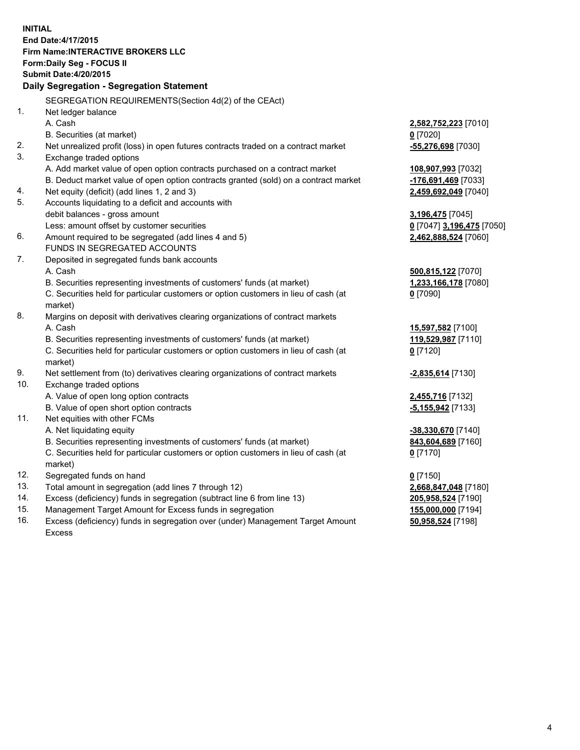**INITIAL**
**End Date:4/17/2015**
**Firm Name:INTERACTIVE BROKERS LLC**
**Form:Daily Seg - FOCUS II**
**Submit Date:4/20/2015**

**Daily Segregation - Segregation Statement**

SEGREGATION REQUIREMENTS(Section 4d(2) of the CEAct)

| | | |
|---|---|---|
| 1. | Net ledger balance | |
| | A. Cash | **2,582,752,223** [7010] |
| | B. Securities (at market) | **0** [7020] |
| 2. | Net unrealized profit (loss) in open futures contracts traded on a contract market | **-55,276,698** [7030] |
| 3. | Exchange traded options | |
| | A. Add market value of open option contracts purchased on a contract market | **108,907,993** [7032] |
| | B. Deduct market value of open option contracts granted (sold) on a contract market | **-176,691,469** [7033] |
| 4. | Net equity (deficit) (add lines 1, 2 and 3) | **2,459,692,049** [7040] |
| 5. | Accounts liquidating to a deficit and accounts with | |
| | debit balances - gross amount | **3,196,475** [7045] |
| | Less: amount offset by customer securities | **0** [7047] **3,196,475** [7050] |
| 6. | Amount required to be segregated (add lines 4 and 5) | **2,462,888,524** [7060] |
| | FUNDS IN SEGREGATED ACCOUNTS | |
| 7. | Deposited in segregated funds bank accounts | |
| | A. Cash | **500,815,122** [7070] |
| | B. Securities representing investments of customers' funds (at market) | **1,233,166,178** [7080] |
| | C. Securities held for particular customers or option customers in lieu of cash (at market) | **0** [7090] |
| 8. | Margins on deposit with derivatives clearing organizations of contract markets | |
| | A. Cash | **15,597,582** [7100] |
| | B. Securities representing investments of customers' funds (at market) | **119,529,987** [7110] |
| | C. Securities held for particular customers or option customers in lieu of cash (at market) | **0** [7120] |
| 9. | Net settlement from (to) derivatives clearing organizations of contract markets | **-2,835,614** [7130] |
| 10. | Exchange traded options | |
| | A. Value of open long option contracts | **2,455,716** [7132] |
| | B. Value of open short option contracts | **-5,155,942** [7133] |
| 11. | Net equities with other FCMs | |
| | A. Net liquidating equity | **-38,330,670** [7140] |
| | B. Securities representing investments of customers' funds (at market) | **843,604,689** [7160] |
| | C. Securities held for particular customers or option customers in lieu of cash (at market) | **0** [7170] |
| 12. | Segregated funds on hand | **0** [7150] |
| 13. | Total amount in segregation (add lines 7 through 12) | **2,668,847,048** [7180] |
| 14. | Excess (deficiency) funds in segregation (subtract line 6 from line 13) | **205,958,524** [7190] |
| 15. | Management Target Amount for Excess funds in segregation | **155,000,000** [7194] |
| 16. | Excess (deficiency) funds in segregation over (under) Management Target Amount Excess | **50,958,524** [7198] |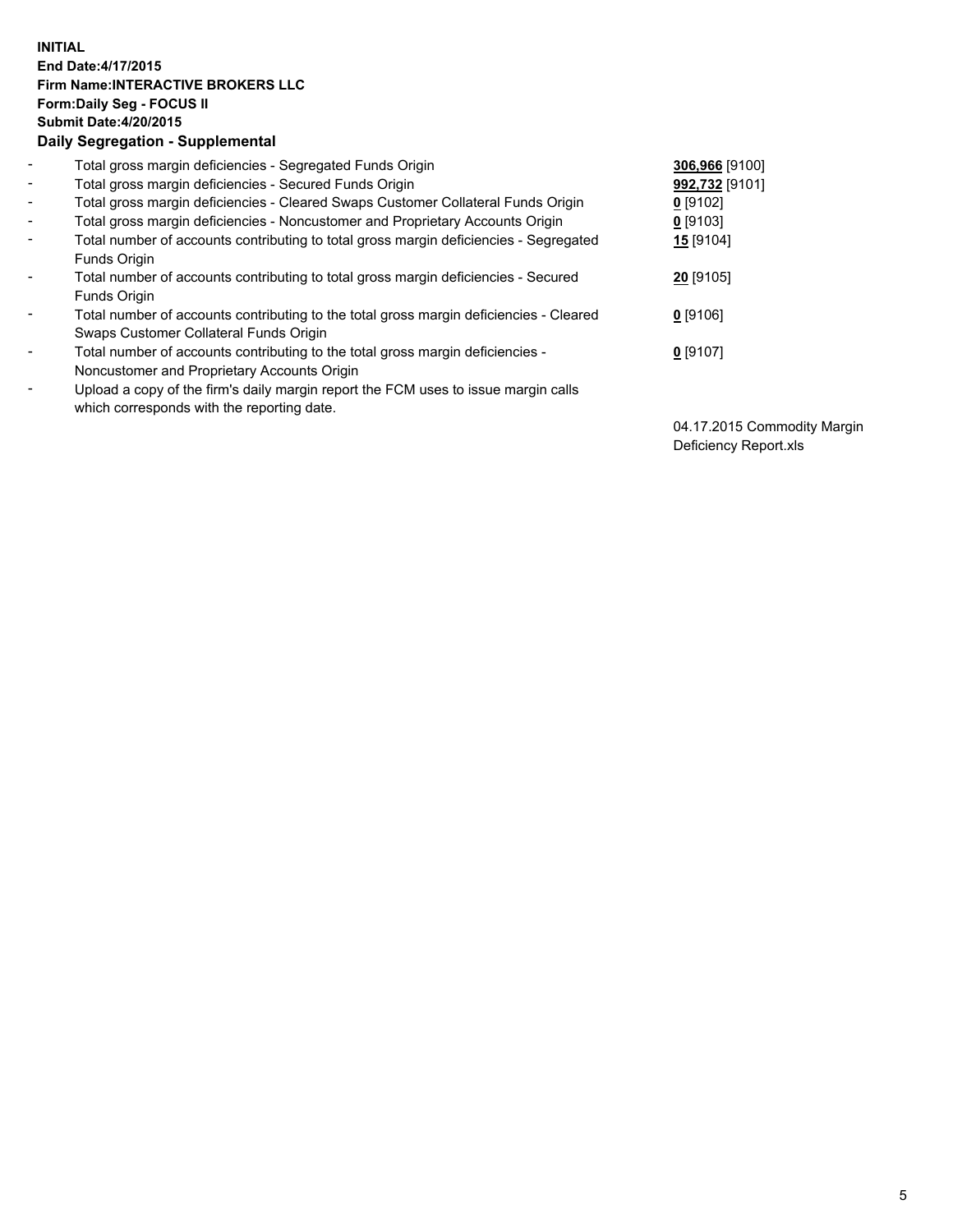**INITIAL**
**End Date:4/17/2015**
**Firm Name:INTERACTIVE BROKERS LLC**
**Form:Daily Seg - FOCUS II**
**Submit Date:4/20/2015**

**Daily Segregation - Supplemental**

| | | |
|---|---|---|
| - | Total gross margin deficiencies - Segregated Funds Origin | **306,966** [9100] |
| - | Total gross margin deficiencies - Secured Funds Origin | **992,732** [9101] |
| - | Total gross margin deficiencies - Cleared Swaps Customer Collateral Funds Origin | **0** [9102] |
| - | Total gross margin deficiencies - Noncustomer and Proprietary Accounts Origin | **0** [9103] |
| - | Total number of accounts contributing to total gross margin deficiencies - Segregated Funds Origin | **15** [9104] |
| - | Total number of accounts contributing to total gross margin deficiencies - Secured Funds Origin | **20** [9105] |
| - | Total number of accounts contributing to the total gross margin deficiencies - Cleared Swaps Customer Collateral Funds Origin | **0** [9106] |
| - | Total number of accounts contributing to the total gross margin deficiencies - Noncustomer and Proprietary Accounts Origin | **0** [9107] |
| - | Upload a copy of the firm's daily margin report the FCM uses to issue margin calls which corresponds with the reporting date. | 04.17.2015 Commodity Margin Deficiency Report.xls |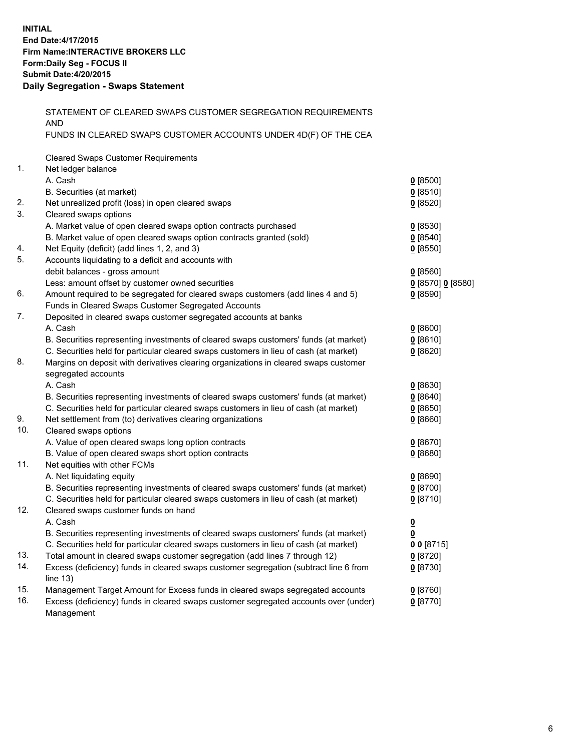**INITIAL**
**End Date:4/17/2015**
**Firm Name:INTERACTIVE BROKERS LLC**
**Form:Daily Seg - FOCUS II**
**Submit Date:4/20/2015**
**Daily Segregation - Swaps Statement**

STATEMENT OF CLEARED SWAPS CUSTOMER SEGREGATION REQUIREMENTS AND FUNDS IN CLEARED SWAPS CUSTOMER ACCOUNTS UNDER 4D(F) OF THE CEA

| | | |
|---|---|---|
| | Cleared Swaps Customer Requirements | |
| 1. | Net ledger balance | |
| | A. Cash | 0 [8500] |
| | B. Securities (at market) | 0 [8510] |
| 2. | Net unrealized profit (loss) in open cleared swaps | 0 [8520] |
| 3. | Cleared swaps options | |
| | A. Market value of open cleared swaps option contracts purchased | 0 [8530] |
| | B. Market value of open cleared swaps option contracts granted (sold) | 0 [8540] |
| 4. | Net Equity (deficit) (add lines 1, 2, and 3) | 0 [8550] |
| 5. | Accounts liquidating to a deficit and accounts with debit balances - gross amount | 0 [8560] |
| | Less: amount offset by customer owned securities | 0 [8570] 0 [8580] |
| 6. | Amount required to be segregated for cleared swaps customers (add lines 4 and 5) | 0 [8590] |
| | Funds in Cleared Swaps Customer Segregated Accounts | |
| 7. | Deposited in cleared swaps customer segregated accounts at banks | |
| | A. Cash | 0 [8600] |
| | B. Securities representing investments of cleared swaps customers' funds (at market) | 0 [8610] |
| | C. Securities held for particular cleared swaps customers in lieu of cash (at market) | 0 [8620] |
| 8. | Margins on deposit with derivatives clearing organizations in cleared swaps customer segregated accounts | |
| | A. Cash | 0 [8630] |
| | B. Securities representing investments of cleared swaps customers' funds (at market) | 0 [8640] |
| | C. Securities held for particular cleared swaps customers in lieu of cash (at market) | 0 [8650] |
| 9. | Net settlement from (to) derivatives clearing organizations | 0 [8660] |
| 10. | Cleared swaps options | |
| | A. Value of open cleared swaps long option contracts | 0 [8670] |
| | B. Value of open cleared swaps short option contracts | 0 [8680] |
| 11. | Net equities with other FCMs | |
| | A. Net liquidating equity | 0 [8690] |
| | B. Securities representing investments of cleared swaps customers' funds (at market) | 0 [8700] |
| | C. Securities held for particular cleared swaps customers in lieu of cash (at market) | 0 [8710] |
| 12. | Cleared swaps customer funds on hand | |
| | A. Cash | 0 |
| | B. Securities representing investments of cleared swaps customers' funds (at market) | 0 |
| | C. Securities held for particular cleared swaps customers in lieu of cash (at market) | 0 0 [8715] |
| 13. | Total amount in cleared swaps customer segregation (add lines 7 through 12) | 0 [8720] |
| 14. | Excess (deficiency) funds in cleared swaps customer segregation (subtract line 6 from line 13) | 0 [8730] |
| 15. | Management Target Amount for Excess funds in cleared swaps segregated accounts | 0 [8760] |
| 16. | Excess (deficiency) funds in cleared swaps customer segregated accounts over (under) Management | 0 [8770] |